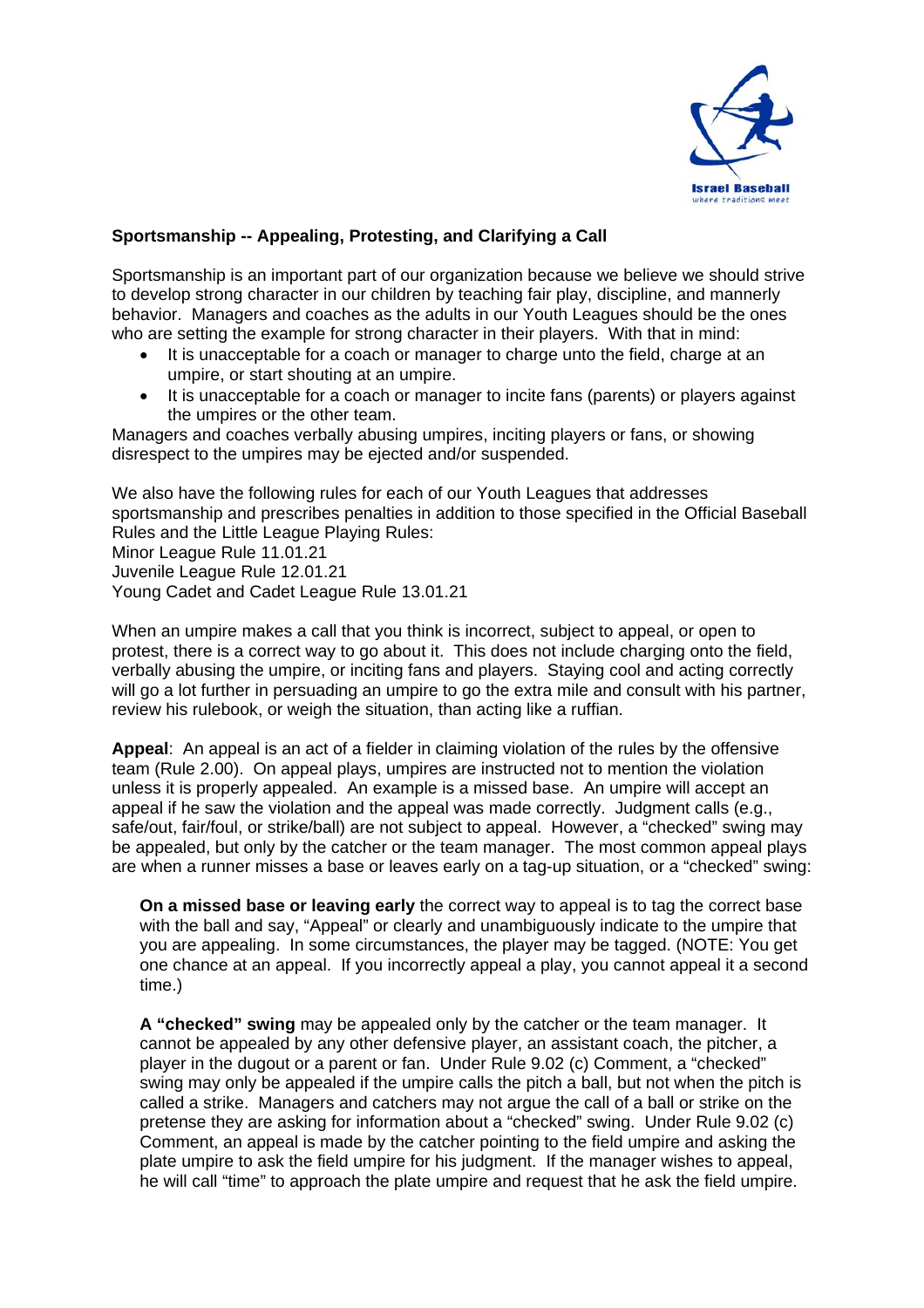## Sportsmanship -- Appealing, Protesting, and Clarifying a Call

Sportsmanship is an important part of our organization because we believe we should strive to develop strong character in our children by teaching fair play, discipline, and mannerly behavior. Managers and coaches as the adults in our Youth Leagues should be the ones who are setting the example for strong character in their players. With that in mind:

- It is unacceptable for a coach or manager to charge unto the field, charge at an umpire, or start shouting at an umpire.
- It is unacceptable for a coach or manager to incite fans (parents) or players against the umpires or the other team.

Managers and coaches verbally abusing umpires, inciting players or fans, or showing disrespect to the umpires may be ejected and/or suspended.

We also have the following rules for each of our Youth Leagues that addresses sportsmanship and prescribes penalties in addition to those specified in the Official Baseball Rules and the Little League Playing Rules:
Minor League Rule 11.01.21
Juvenile League Rule 12.01.21
Young Cadet and Cadet League Rule 13.01.21

When an umpire makes a call that you think is incorrect, subject to appeal, or open to protest, there is a correct way to go about it. This does not include charging onto the field, verbally abusing the umpire, or inciting fans and players. Staying cool and acting correctly will go a lot further in persuading an umpire to go the extra mile and consult with his partner, review his rulebook, or weigh the situation, than acting like a ruffian.

**Appeal**: An appeal is an act of a fielder in claiming violation of the rules by the offensive team (Rule 2.00). On appeal plays, umpires are instructed not to mention the violation unless it is properly appealed. An example is a missed base. An umpire will accept an appeal if he saw the violation and the appeal was made correctly. Judgment calls (e.g., safe/out, fair/foul, or strike/ball) are not subject to appeal. However, a "checked" swing may be appealed, but only by the catcher or the team manager. The most common appeal plays are when a runner misses a base or leaves early on a tag-up situation, or a "checked" swing:

> **On a missed base or leaving early** the correct way to appeal is to tag the correct base with the ball and say, "Appeal" or clearly and unambiguously indicate to the umpire that you are appealing. In some circumstances, the player may be tagged. (NOTE: You get one chance at an appeal. If you incorrectly appeal a play, you cannot appeal it a second time.)
>
> **A "checked" swing** may be appealed only by the catcher or the team manager. It cannot be appealed by any other defensive player, an assistant coach, the pitcher, a player in the dugout or a parent or fan. Under Rule 9.02 (c) Comment, a "checked" swing may only be appealed if the umpire calls the pitch a ball, but not when the pitch is called a strike. Managers and catchers may not argue the call of a ball or strike on the pretense they are asking for information about a "checked" swing. Under Rule 9.02 (c) Comment, an appeal is made by the catcher pointing to the field umpire and asking the plate umpire to ask the field umpire for his judgment. If the manager wishes to appeal, he will call "time" to approach the plate umpire and request that he ask the field umpire.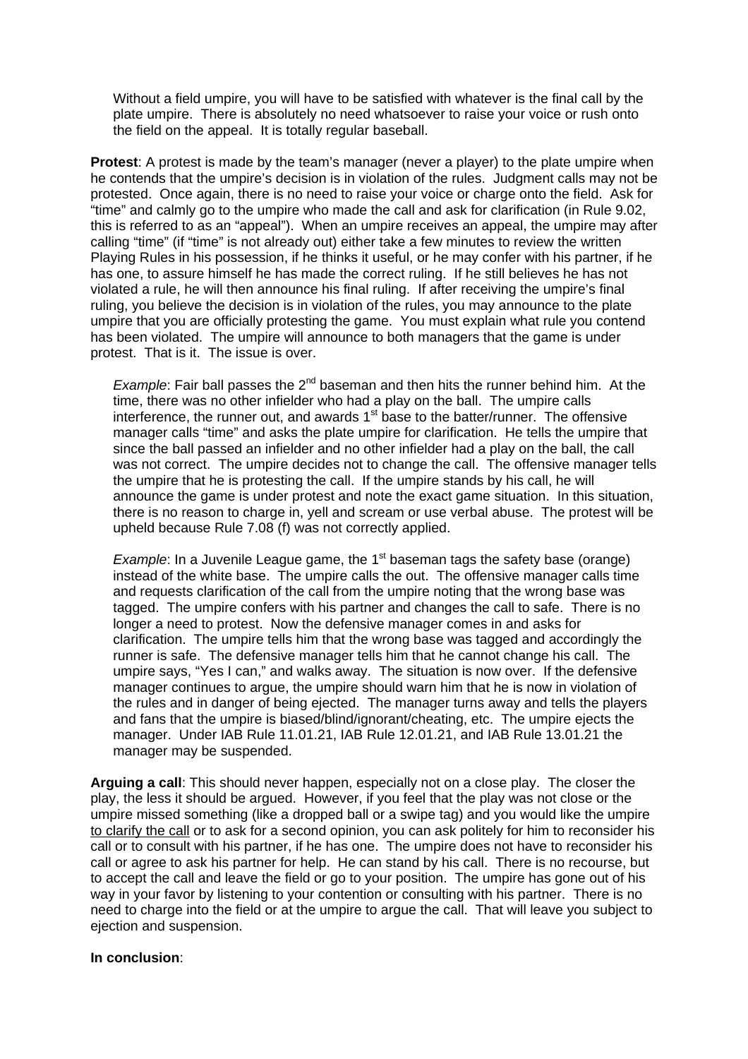Without a field umpire, you will have to be satisfied with whatever is the final call by the plate umpire. There is absolutely no need whatsoever to raise your voice or rush onto the field on the appeal. It is totally regular baseball.

**Protest**: A protest is made by the team's manager (never a player) to the plate umpire when he contends that the umpire's decision is in violation of the rules. Judgment calls may not be protested. Once again, there is no need to raise your voice or charge onto the field. Ask for "time" and calmly go to the umpire who made the call and ask for clarification (in Rule 9.02, this is referred to as an "appeal"). When an umpire receives an appeal, the umpire may after calling "time" (if "time" is not already out) either take a few minutes to review the written Playing Rules in his possession, if he thinks it useful, or he may confer with his partner, if he has one, to assure himself he has made the correct ruling. If he still believes he has not violated a rule, he will then announce his final ruling. If after receiving the umpire's final ruling, you believe the decision is in violation of the rules, you may announce to the plate umpire that you are officially protesting the game. You must explain what rule you contend has been violated. The umpire will announce to both managers that the game is under protest. That is it. The issue is over.

> *Example*: Fair ball passes the 2nd baseman and then hits the runner behind him. At the time, there was no other infielder who had a play on the ball. The umpire calls interference, the runner out, and awards 1st base to the batter/runner. The offensive manager calls "time" and asks the plate umpire for clarification. He tells the umpire that since the ball passed an infielder and no other infielder had a play on the ball, the call was not correct. The umpire decides not to change the call. The offensive manager tells the umpire that he is protesting the call. If the umpire stands by his call, he will announce the game is under protest and note the exact game situation. In this situation, there is no reason to charge in, yell and scream or use verbal abuse. The protest will be upheld because Rule 7.08 (f) was not correctly applied.

> *Example*: In a Juvenile League game, the 1st baseman tags the safety base (orange) instead of the white base. The umpire calls the out. The offensive manager calls time and requests clarification of the call from the umpire noting that the wrong base was tagged. The umpire confers with his partner and changes the call to safe. There is no longer a need to protest. Now the defensive manager comes in and asks for clarification. The umpire tells him that the wrong base was tagged and accordingly the runner is safe. The defensive manager tells him that he cannot change his call. The umpire says, "Yes I can," and walks away. The situation is now over. If the defensive manager continues to argue, the umpire should warn him that he is now in violation of the rules and in danger of being ejected. The manager turns away and tells the players and fans that the umpire is biased/blind/ignorant/cheating, etc. The umpire ejects the manager. Under IAB Rule 11.01.21, IAB Rule 12.01.21, and IAB Rule 13.01.21 the manager may be suspended.

**Arguing a call**: This should never happen, especially not on a close play. The closer the play, the less it should be argued. However, if you feel that the play was not close or the umpire missed something (like a dropped ball or a swipe tag) and you would like the umpire to clarify the call or to ask for a second opinion, you can ask politely for him to reconsider his call or to consult with his partner, if he has one. The umpire does not have to reconsider his call or agree to ask his partner for help. He can stand by his call. There is no recourse, but to accept the call and leave the field or go to your position. The umpire has gone out of his way in your favor by listening to your contention or consulting with his partner. There is no need to charge into the field or at the umpire to argue the call. That will leave you subject to ejection and suspension.

**In conclusion**: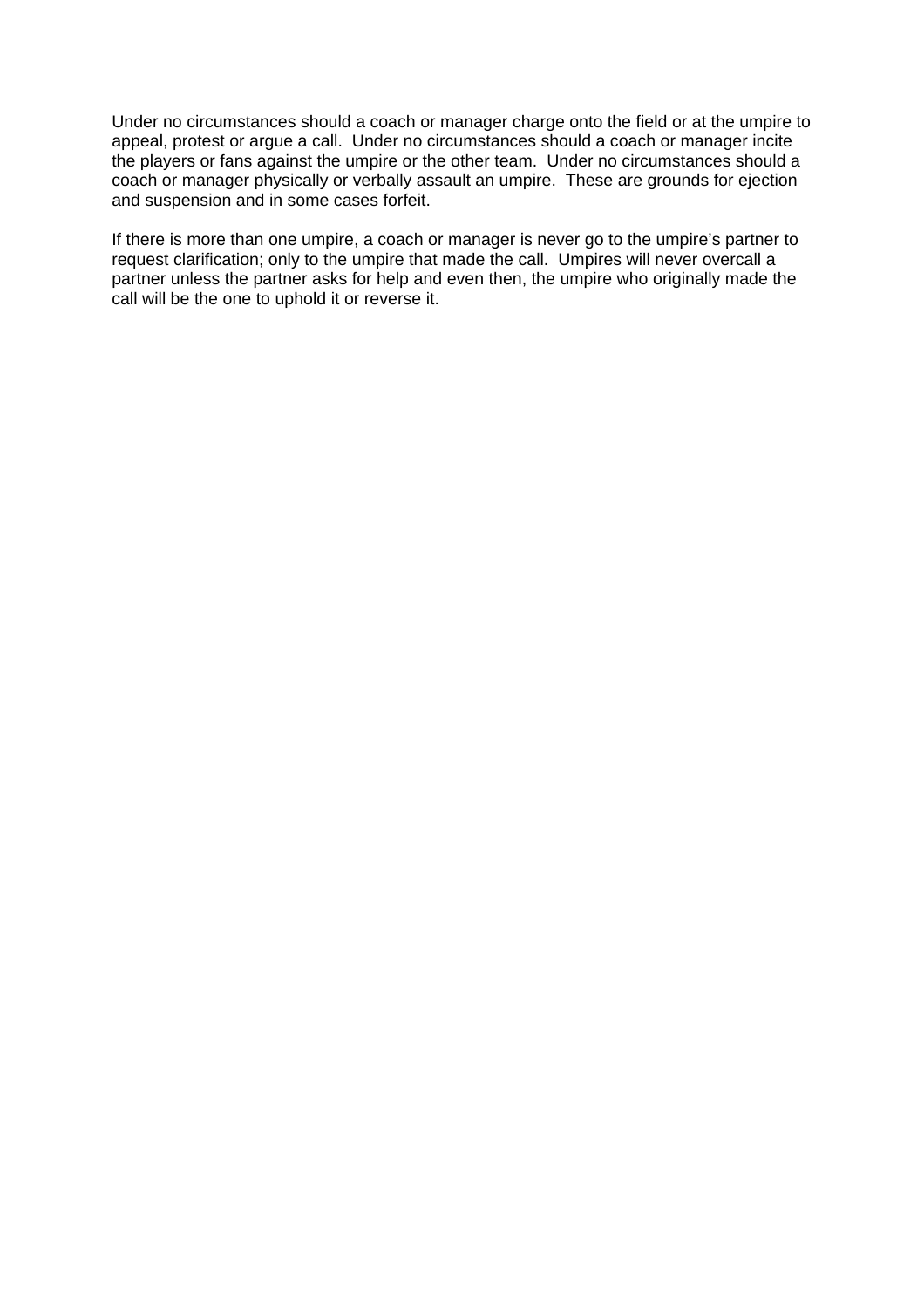Under no circumstances should a coach or manager charge onto the field or at the umpire to appeal, protest or argue a call. Under no circumstances should a coach or manager incite the players or fans against the umpire or the other team. Under no circumstances should a coach or manager physically or verbally assault an umpire. These are grounds for ejection and suspension and in some cases forfeit.

If there is more than one umpire, a coach or manager is never go to the umpire's partner to request clarification; only to the umpire that made the call. Umpires will never overcall a partner unless the partner asks for help and even then, the umpire who originally made the call will be the one to uphold it or reverse it.